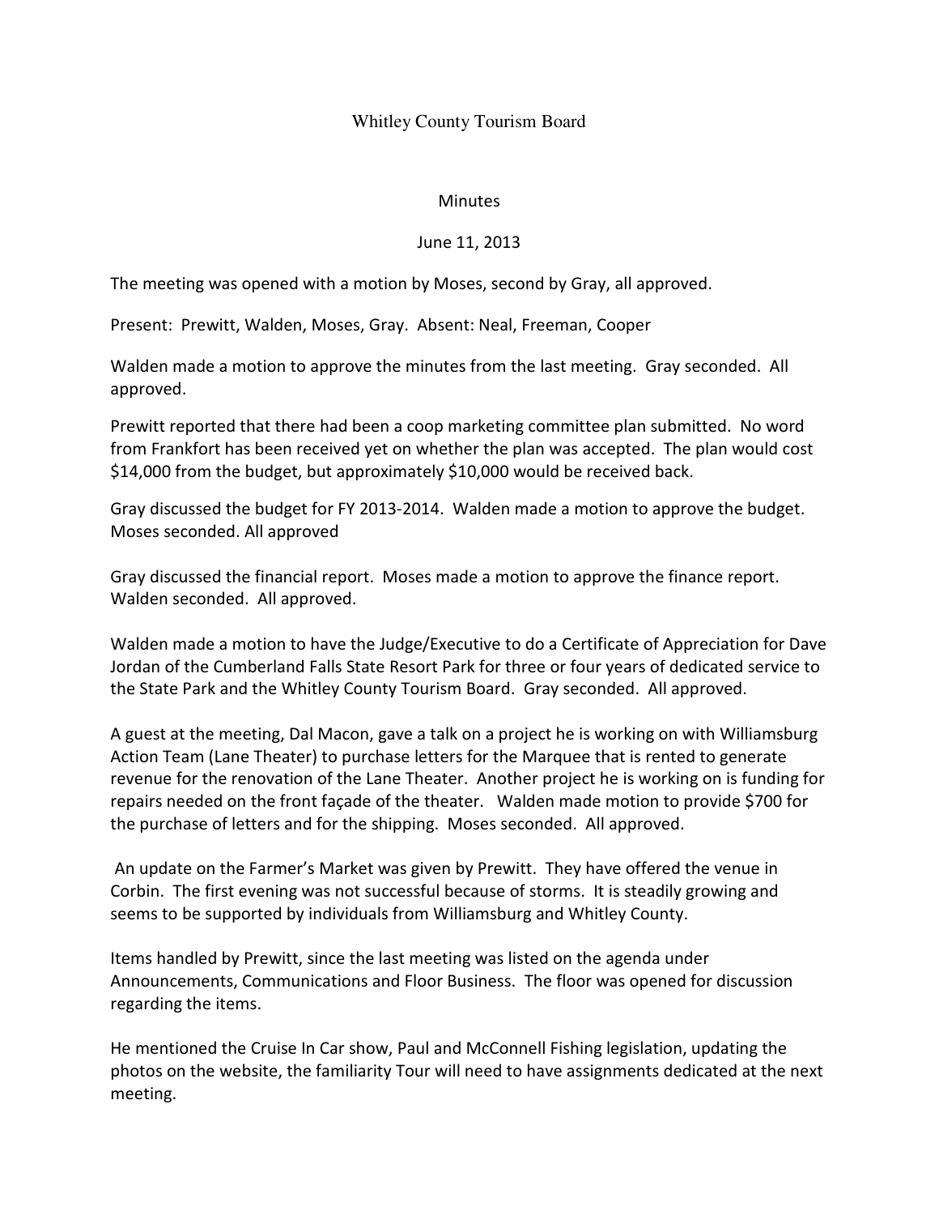# Whitley County Tourism Board

## Minutes

June 11, 2013

The meeting was opened with a motion by Moses, second by Gray, all approved.

Present: Prewitt, Walden, Moses, Gray. Absent: Neal, Freeman, Cooper

Walden made a motion to approve the minutes from the last meeting. Gray seconded. All approved.

Prewitt reported that there had been a coop marketing committee plan submitted. No word from Frankfort has been received yet on whether the plan was accepted. The plan would cost $14,000 from the budget, but approximately $10,000 would be received back.

Gray discussed the budget for FY 2013-2014. Walden made a motion to approve the budget. Moses seconded. All approved

Gray discussed the financial report. Moses made a motion to approve the finance report. Walden seconded. All approved.

Walden made a motion to have the Judge/Executive to do a Certificate of Appreciation for Dave Jordan of the Cumberland Falls State Resort Park for three or four years of dedicated service to the State Park and the Whitley County Tourism Board. Gray seconded. All approved.

A guest at the meeting, Dal Macon, gave a talk on a project he is working on with Williamsburg Action Team (Lane Theater) to purchase letters for the Marquee that is rented to generate revenue for the renovation of the Lane Theater. Another project he is working on is funding for repairs needed on the front façade of the theater. Walden made motion to provide $700 for the purchase of letters and for the shipping. Moses seconded. All approved.

An update on the Farmer's Market was given by Prewitt. They have offered the venue in Corbin. The first evening was not successful because of storms. It is steadily growing and seems to be supported by individuals from Williamsburg and Whitley County.

Items handled by Prewitt, since the last meeting was listed on the agenda under Announcements, Communications and Floor Business. The floor was opened for discussion regarding the items.

He mentioned the Cruise In Car show, Paul and McConnell Fishing legislation, updating the photos on the website, the familiarity Tour will need to have assignments dedicated at the next meeting.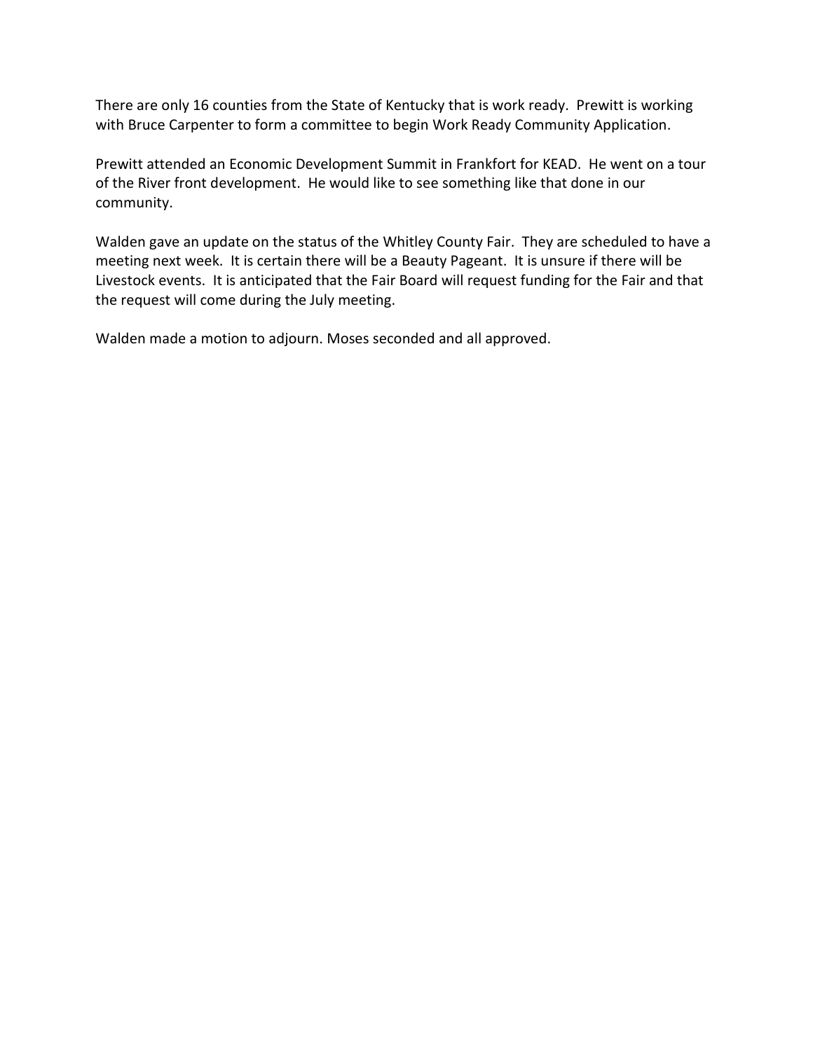There are only 16 counties from the State of Kentucky that is work ready. Prewitt is working with Bruce Carpenter to form a committee to begin Work Ready Community Application.

Prewitt attended an Economic Development Summit in Frankfort for KEAD. He went on a tour of the River front development. He would like to see something like that done in our community.

Walden gave an update on the status of the Whitley County Fair. They are scheduled to have a meeting next week. It is certain there will be a Beauty Pageant. It is unsure if there will be Livestock events. It is anticipated that the Fair Board will request funding for the Fair and that the request will come during the July meeting.

Walden made a motion to adjourn. Moses seconded and all approved.